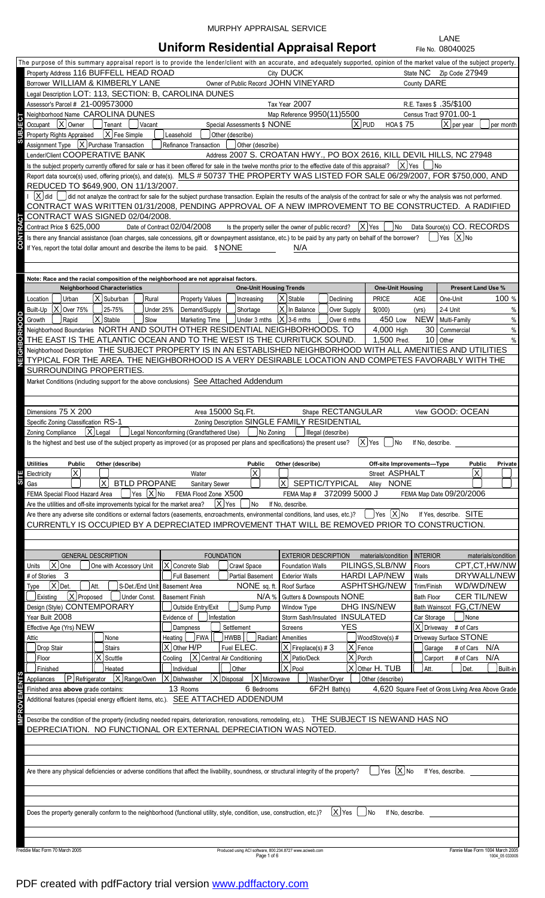MURPHY APPRAISAL SERVICE

LANE

# Uniform Residential Appraisal Report

File No. 08040025

The purpose of this summary appraisal report is to provide the lender/client with an accurate, and adequately supported, opinion of the market value of the subject property.

## SUBJECT

| | |
|---|---|
| Property Address | 116 BUFFELL HEAD ROAD |
| City | DUCK |
| State | NC |
| Zip Code | 27949 |
| Borrower | WILLIAM & KIMBERLY LANE |
| Owner of Public Record | JOHN VINEYARD |
| County | DARE |
| Legal Description | LOT: 113, SECTION: B, CAROLINA DUNES |
| Assessor's Parcel # | 21-009573000 |
| Tax Year | 2007 |
| R.E. Taxes $ | .35/$100 |
| Neighborhood Name | CAROLINA DUNES |
| Map Reference | 9950(11)5500 |
| Census Tract | 9701.00-1 |
| Occupant | [X] Owner [ ] Tenant [ ] Vacant |
| Special Assessments $ | NONE |
| [X] PUD | HOA $ 75 [X] per year [ ] per month |
| Property Rights Appraised | [X] Fee Simple [ ] Leasehold [ ] Other (describe) |
| Assignment Type | [X] Purchase Transaction [ ] Refinance Transaction [ ] Other (describe) |
| Lender/Client | COOPERATIVE BANK |
| Address | 2007 S. CROATAN HWY., PO BOX 2616, KILL DEVIL HILLS, NC 27948 |

Is the subject property currently offered for sale or has it been offered for sale in the twelve months prior to the effective date of this appraisal? [X] Yes [ ] No

Report data source(s) used, offering price(s), and date(s). MLS # 50737 THE PROPERTY WAS LISTED FOR SALE 06/29/2007, FOR $750,000, AND REDUCED TO $649,900, ON 11/13/2007.

## CONTRACT

I [X] did [ ] did not analyze the contract for sale for the subject purchase transaction. Explain the results of the analysis of the contract for sale or why the analysis was not performed. CONTRACT WAS WRITTEN 01/31/2008, PENDING APPROVAL OF A NEW IMPROVEMENT TO BE CONSTRUCTED. A RADIFIED CONTRACT WAS SIGNED 02/04/2008.

Contract Price $ 625,000 Date of Contract 02/04/2008 Is the property seller the owner of public record? [X] Yes [ ] No Data Source(s) CO. RECORDS

Is there any financial assistance (loan charges, sale concessions, gift or downpayment assistance, etc.) to be paid by any party on behalf of the borrower? [ ] Yes [X] No

If Yes, report the total dollar amount and describe the items to be paid. $ NONE N/A

## NEIGHBORHOOD

Note: Race and the racial composition of the neighborhood are not appraisal factors.

| Neighborhood Characteristics | One-Unit Housing Trends | One-Unit Housing | | Present Land Use % | |
|---|---|---|---|---|---|
| Location [ ] Urban [X] Suburban [ ] Rural | Property Values [ ] Increasing [X] Stable [ ] Declining | PRICE $(000) | AGE (yrs) | One-Unit | 100 % |
| Built-Up [X] Over 75% [ ] 25-75% [ ] Under 25% | Demand/Supply [ ] Shortage [X] In Balance [ ] Over Supply | 450 Low | NEW | 2-4 Unit | % |
| Growth [ ] Rapid [X] Stable [ ] Slow | Marketing Time [ ] Under 3 mths [X] 3-6 mths [ ] Over 6 mths | 4,000 High | 30 | Multi-Family | % |
| | | 1,500 Pred. | 10 | Commercial | % |
| | | | | Other | % |

Neighborhood Boundaries NORTH AND SOUTH OTHER RESIDENTIAL NEIGHBORHOODS. TO THE EAST IS THE ATLANTIC OCEAN AND TO THE WEST IS THE CURRITUCK SOUND.

Neighborhood Description THE SUBJECT PROPERTY IS IN AN ESTABLISHED NEIGHBORHOOD WITH ALL AMENITIES AND UTILITIES TYPICAL FOR THE AREA. THE NEIGHBORHOOD IS A VERY DESIRABLE LOCATION AND COMPETES FAVORABLY WITH THE SURROUNDING PROPERTIES.

Market Conditions (including support for the above conclusions) See Attached Addendum

## SITE

Dimensions 75 X 200 Area 15000 Sq.Ft. Shape RECTANGULAR View GOOD: OCEAN

Specific Zoning Classification RS-1 Zoning Description SINGLE FAMILY RESIDENTIAL

Zoning Compliance [X] Legal [ ] Legal Nonconforming (Grandfathered Use) [ ] No Zoning [ ] Illegal (describe)

Is the highest and best use of the subject property as improved (or as proposed per plans and specifications) the present use? [X] Yes [ ] No If No, describe.

| Utilities | Public | Other (describe) | | Public | Other (describe) | Off-site Improvements—Type | Public | Private |
|---|---|---|---|---|---|---|---|---|
| Electricity | [X] | | Water | [X] | | Street ASPHALT | [X] | [ ] |
| Gas | [ ] | [X] BTLD PROPANE | Sanitary Sewer | [ ] | [X] SEPTIC/TYPICAL | Alley NONE | [ ] | [ ] |

FEMA Special Flood Hazard Area [ ] Yes [X] No FEMA Flood Zone X500 FEMA Map # 372099 5000 J FEMA Map Date 09/20/2006

Are the utilities and off-site improvements typical for the market area? [X] Yes [ ] No If No, describe.

Are there any adverse site conditions or external factors (easements, encroachments, environmental conditions, land uses, etc.)? [ ] Yes [X] No If Yes, describe. SITE CURRENTLY IS OCCUPIED BY A DEPRECIATED IMPROVEMENT THAT WILL BE REMOVED PRIOR TO CONSTRUCTION.

## IMPROVEMENTS

| GENERAL DESCRIPTION | FOUNDATION | EXTERIOR DESCRIPTION materials/condition | INTERIOR materials/condition |
|---|---|---|---|
| Units [X] One [ ] One with Accessory Unit | [X] Concrete Slab [ ] Crawl Space | Foundation Walls PILINGS,SLB/NW | Floors CPT,CT,HW/NW |
| # of Stories 3 | [ ] Full Basement [ ] Partial Basement | Exterior Walls HARDI LAP/NEW | Walls DRYWALL/NEW |
| Type [X] Det. [ ] Att. [ ] S-Det./End Unit | Basement Area NONE sq. ft. | Roof Surface ASPHTSHG/NEW | Trim/Finish WD/WD/NEW |
| [ ] Existing [X] Proposed [ ] Under Const. | Basement Finish N/A % | Gutters & Downspouts NONE | Bath Floor CER TIL/NEW |
| Design (Style) CONTEMPORARY | [ ] Outside Entry/Exit [ ] Sump Pump | Window Type DHG INS/NEW | Bath Wainscot FG,CT/NEW |
| Year Built 2008 | Evidence of [ ] Infestation | Storm Sash/Insulated INSULATED | Car Storage [ ] None |
| Effective Age (Yrs) NEW | [ ] Dampness [ ] Settlement | Screens YES | [X] Driveway # of Cars |
| Attic [ ] None | Heating [ ] FWA [ ] HWBB [ ] Radiant | Amenities [ ] WoodStove(s) # | Driveway Surface STONE |
| [ ] Drop Stair [ ] Stairs | [X] Other H/P Fuel ELEC. | [X] Fireplace(s) # 3 [X] Fence | [ ] Garage # of Cars N/A |
| [ ] Floor [X] Scuttle | Cooling [X] Central Air Conditioning | [X] Patio/Deck [X] Porch | [ ] Carport # of Cars N/A |
| [ ] Finished [ ] Heated | [ ] Individual [ ] Other | [X] Pool [X] Other H. TUB | [ ] Att. [ ] Det. [ ] Built-in |

Appliances [P] Refrigerator [X] Range/Oven [X] Dishwasher [X] Disposal [X] Microwave [ ] Washer/Dryer [ ] Other (describe)

Finished area above grade contains: 13 Rooms 6 Bedrooms 6F2H Bath(s) 4,620 Square Feet of Gross Living Area Above Grade

Additional features (special energy efficient items, etc.). SEE ATTACHED ADDENDUM

Describe the condition of the property (including needed repairs, deterioration, renovations, remodeling, etc.). THE SUBJECT IS NEWAND HAS NO DEPRECIATION. NO FUNCTIONAL OR EXTERNAL DEPRECIATION WAS NOTED.

Are there any physical deficiencies or adverse conditions that affect the livability, soundness, or structural integrity of the property? [ ] Yes [X] No If Yes, describe.

Does the property generally conform to the neighborhood (functional utility, style, condition, use, construction, etc.)? [X] Yes [ ] No If No, describe.

Freddie Mac Form 70 March 2005 Produced using ACI software, 800.234.8727 www.aciweb.com Fannie Mae Form 1004 March 2005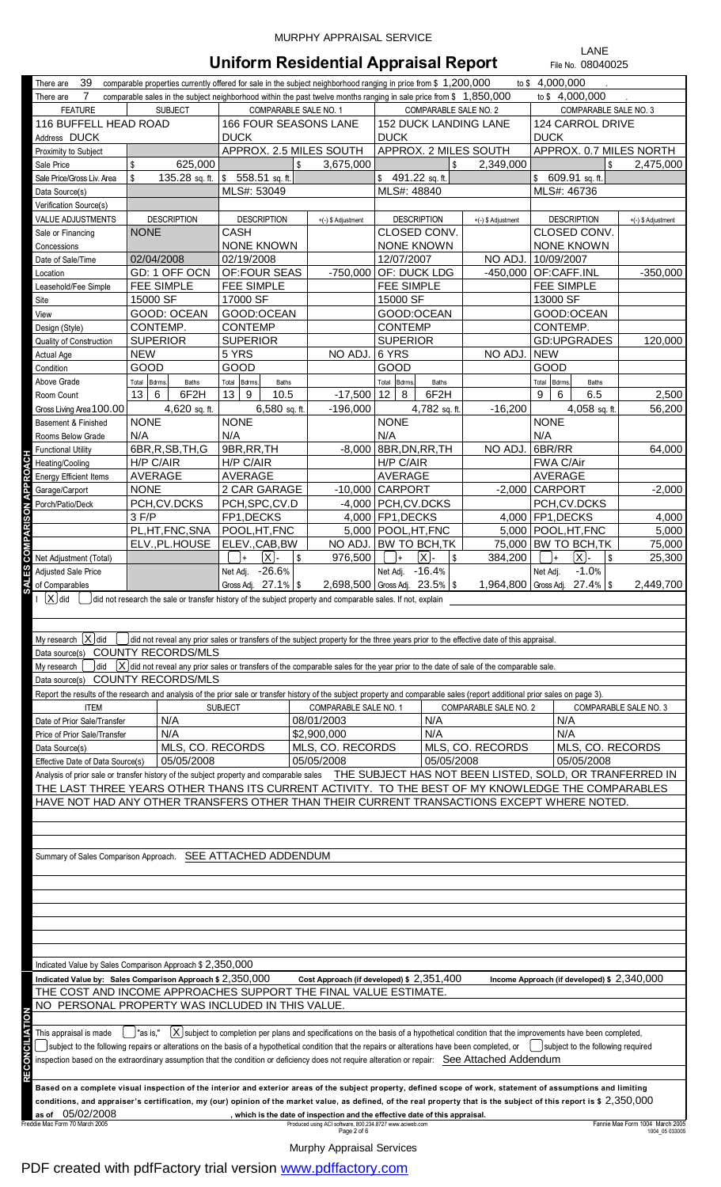MURPHY APPRAISAL SERVICE

LANE
File No. 08040025

# Uniform Residential Appraisal Report

There are 39 comparable properties currently offered for sale in the subject neighborhood ranging in price from $ 1,200,000 to $ 4,000,000 .

There are 7 comparable sales in the subject neighborhood within the past twelve months ranging in sale price from $ 1,850,000 to $ 4,000,000 .

| FEATURE | SUBJECT | COMPARABLE SALE NO. 1 | | COMPARABLE SALE NO. 2 | | COMPARABLE SALE NO. 3 | |
|---|---|---|---|---|---|---|---|
| Address | 116 BUFFELL HEAD ROAD DUCK | 166 FOUR SEASONS LANE DUCK | | 152 DUCK LANDING LANE DUCK | | 124 CARROL DRIVE DUCK | |
| Proximity to Subject | | APPROX. 2.5 MILES SOUTH | | APPROX. 2 MILES SOUTH | | APPROX. 0.7 MILES NORTH | |
| Sale Price | $ 625,000 | | $ 3,675,000 | | $ 2,349,000 | | $ 2,475,000 |
| Sale Price/Gross Liv. Area | $ 135.28 sq. ft. | $ 558.51 sq. ft. | | $ 491.22 sq. ft. | | $ 609.91 sq. ft. | |
| Data Source(s) | | MLS#: 53049 | | MLS#: 48840 | | MLS#: 46736 | |
| Verification Source(s) | | | | | | | |
| VALUE ADJUSTMENTS | DESCRIPTION | DESCRIPTION | +(-) $ Adjustment | DESCRIPTION | +(-) $ Adjustment | DESCRIPTION | +(-) $ Adjustment |
| Sale or Financing Concessions | NONE | CASH NONE KNOWN | | CLOSED CONV. NONE KNOWN | | CLOSED CONV. NONE KNOWN | |
| Date of Sale/Time | 02/04/2008 | 02/19/2008 | | 12/07/2007 | NO ADJ. | 10/09/2007 | |
| Location | GD: 1 OFF OCN | OF:FOUR SEAS | -750,000 | OF: DUCK LDG | -450,000 | OF:CAFF.INL | -350,000 |
| Leasehold/Fee Simple | FEE SIMPLE | FEE SIMPLE | | FEE SIMPLE | | FEE SIMPLE | |
| Site | 15000 SF | 17000 SF | | 15000 SF | | 13000 SF | |
| View | GOOD: OCEAN | GOOD:OCEAN | | GOOD:OCEAN | | GOOD:OCEAN | |
| Design (Style) | CONTEMP. | CONTEMP | | CONTEMP | | CONTEMP. | |
| Quality of Construction | SUPERIOR | SUPERIOR | | SUPERIOR | | GD:UPGRADES | 120,000 |
| Actual Age | NEW | 5 YRS | NO ADJ. | 6 YRS | NO ADJ. | NEW | |
| Condition | GOOD | GOOD | | GOOD | | GOOD | |
| Above Grade Room Count (Total / Bdrms. / Baths) | 13 / 6 / 6F2H | 13 / 9 / 10.5 | -17,500 | 12 / 8 / 6F2H | | 9 / 6 / 6.5 | 2,500 |
| Gross Living Area 100.00 | 4,620 sq. ft. | 6,580 sq. ft. | -196,000 | 4,782 sq. ft. | -16,200 | 4,058 sq. ft. | 56,200 |
| Basement & Finished Rooms Below Grade | NONE N/A | NONE N/A | | NONE N/A | | NONE N/A | |
| Functional Utility | 6BR,R,SB,TH,G | 9BR,RR,TH | -8,000 | 8BR,DN,RR,TH | NO ADJ. | 6BR/RR | 64,000 |
| Heating/Cooling | H/P C/AIR | H/P C/AIR | | H/P C/AIR | | FWA C/Air | |
| Energy Efficient Items | AVERAGE | AVERAGE | | AVERAGE | | AVERAGE | |
| Garage/Carport | NONE | 2 CAR GARAGE | -10,000 | CARPORT | -2,000 | CARPORT | -2,000 |
| Porch/Patio/Deck | PCH,CV.DCKS | PCH,SPC,CV.D | -4,000 | PCH,CV.DCKS | | PCH,CV.DCKS | |
| | 3 F/P | FP1,DECKS | 4,000 | FP1,DECKS | 4,000 | FP1,DECKS | 4,000 |
| | PL,HT,FNC,SNA | POOL,HT,FNC | 5,000 | POOL,HT,FNC | 5,000 | POOL,HT,FNC | 5,000 |
| | ELV.,PL.HOUSE | ELEV.,CAB,BW | NO ADJ. | BW TO BCH,TK | 75,000 | BW TO BCH,TK | 75,000 |
| Net Adjustment (Total) | | [ ]+ [X]- | $ 976,500 | [ ]+ [X]- | $ 384,200 | [ ]+ [X]- | $ 25,300 |
| Adjusted Sale Price of Comparables | | Net Adj. -26.6% Gross Adj. 27.1% | $ 2,698,500 | Net Adj. -16.4% Gross Adj. 23.5% | $ 1,964,800 | Net Adj. -1.0% Gross Adj. 27.4% | $ 2,449,700 |

I [X] did [ ] did not research the sale or transfer history of the subject property and comparable sales. If not, explain

My research [X] did [ ] did not reveal any prior sales or transfers of the subject property for the three years prior to the effective date of this appraisal.
Data source(s) COUNTY RECORDS/MLS

My research [ ] did [X] did not reveal any prior sales or transfers of the comparable sales for the year prior to the date of sale of the comparable sale.
Data source(s) COUNTY RECORDS/MLS

Report the results of the research and analysis of the prior sale or transfer history of the subject property and comparable sales (report additional prior sales on page 3).

| ITEM | SUBJECT | COMPARABLE SALE NO. 1 | COMPARABLE SALE NO. 2 | COMPARABLE SALE NO. 3 |
|---|---|---|---|---|
| Date of Prior Sale/Transfer | N/A | 08/01/2003 | N/A | N/A |
| Price of Prior Sale/Transfer | N/A | $2,900,000 | N/A | N/A |
| Data Source(s) | MLS, CO. RECORDS | MLS, CO. RECORDS | MLS, CO. RECORDS | MLS, CO. RECORDS |
| Effective Date of Data Source(s) | 05/05/2008 | 05/05/2008 | 05/05/2008 | 05/05/2008 |

Analysis of prior sale or transfer history of the subject property and comparable sales THE SUBJECT HAS NOT BEEN LISTED, SOLD, OR TRANFERRED IN THE LAST THREE YEARS OTHER THANS ITS CURRENT ACTIVITY. TO THE BEST OF MY KNOWLEDGE THE COMPARABLES HAVE NOT HAD ANY OTHER TRANSFERS OTHER THAN THEIR CURRENT TRANSACTIONS EXCEPT WHERE NOTED.

Summary of Sales Comparison Approach. SEE ATTACHED ADDENDUM

Indicated Value by Sales Comparison Approach $ 2,350,000

Indicated Value by: Sales Comparison Approach $ 2,350,000 Cost Approach (if developed) $ 2,351,400 Income Approach (if developed) $ 2,340,000

THE COST AND INCOME APPROACHES SUPPORT THE FINAL VALUE ESTIMATE.
NO PERSONAL PROPERTY WAS INCLUDED IN THIS VALUE.

This appraisal is made [ ] "as is," [X] subject to completion per plans and specifications on the basis of a hypothetical condition that the improvements have been completed, [ ] subject to the following repairs or alterations on the basis of a hypothetical condition that the repairs or alterations have been completed, or [ ] subject to the following required inspection based on the extraordinary assumption that the condition or deficiency does not require alteration or repair: See Attached Addendum

**Based on a complete visual inspection of the interior and exterior areas of the subject property, defined scope of work, statement of assumptions and limiting conditions, and appraiser's certification, my (our) opinion of the market value, as defined, of the real property that is the subject of this report is $** 2,350,000 **as of** 05/02/2008 **, which is the date of inspection and the effective date of this appraisal.**

Freddie Mac Form 70 March 2005 Fannie Mae Form 1004 March 2005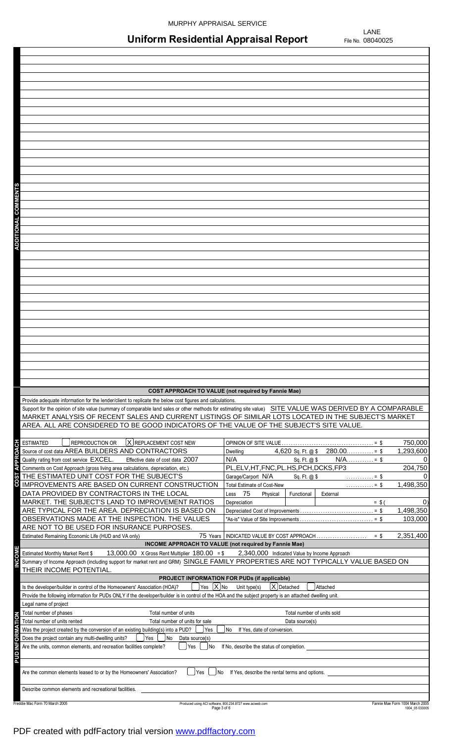# Uniform Residential Appraisal Report

File No. 08040025

## ADDITIONAL COMMENTS

## COST APPROACH TO VALUE (not required by Fannie Mae)

Provide adequate information for the lender/client to replicate the below cost figures and calculations.

Support for the opinion of site value (summary of comparable land sales or other methods for estimating site value) SITE VALUE WAS DERIVED BY A COMPARABLE MARKET ANALYSIS OF RECENT SALES AND CURRENT LISTINGS OF SIMILAR LOTS LOCATED IN THE SUBJECT'S MARKET AREA. ALL ARE CONSIDERED TO BE GOOD INDICATORS OF THE VALUE OF THE SUBJECT'S SITE VALUE.

ESTIMATED [ ] REPRODUCTION OR [X] REPLACEMENT COST NEW

Source of cost data AREA BUILDERS AND CONTRACTORS

Quality rating from cost service EXCEL. Effective date of cost data 2007

Comments on Cost Approach (gross living area calculations, depreciation, etc.)
THE ESTIMATED UNIT COST FOR THE SUBJECT'S IMPROVEMENTS ARE BASED ON CURRENT CONSTRUCTION DATA PROVIDED BY CONTRACTORS IN THE LOCAL MARKET. THE SUBJECT'S LAND TO IMPROVEMENT RATIOS ARE TYPICAL FOR THE AREA. DEPRECIATION IS BASED ON OBSERVATIONS MADE AT THE INSPECTION. THE VALUES ARE NOT TO BE USED FOR INSURANCE PURPOSES.

Estimated Remaining Economic Life (HUD and VA only) 75 Years

| Item | | | | Amount |
|---|---|---|---|---|
| OPINION OF SITE VALUE | | | | = $ 750,000 |
| Dwelling | 4,620 Sq. Ft. @ $ | 280.00 | | = $ 1,293,600 |
| N/A | Sq. Ft. @ $ | N/A | | = $ 0 |
| PL,ELV,HT,FNC,PL.HS,PCH,DCKS,FP3 | | | | 204,750 |
| Garage/Carport N/A | Sq. Ft. @ $ | | | = $ 0 |
| Total Estimate of Cost-New | | | | = $ 1,498,350 |
| Less 75 | Physical | Functional | External | |
| Depreciation | | | | = $( 0) |
| Depreciated Cost of Improvements | | | | = $ 1,498,350 |
| "As-is" Value of Site Improvements | | | | = $ 103,000 |
| INDICATED VALUE BY COST APPROACH | | | | = $ 2,351,400 |

## INCOME APPROACH TO VALUE (not required by Fannie Mae)

Estimated Monthly Market Rent $ 13,000.00 X Gross Rent Multiplier 180.00 = $ 2,340,000 Indicated Value by Income Approach

Summary of Income Approach (including support for market rent and GRM) SINGLE FAMILY PROPERTIES ARE NOT TYPICALLY VALUE BASED ON THEIR INCOME POTENTIAL.

## PROJECT INFORMATION FOR PUDs (if applicable)

Is the developer/builder in control of the Homeowners' Association (HOA)? [ ] Yes [X] No Unit type(s) [X] Detached [ ] Attached

Provide the following information for PUDs ONLY if the developer/builder is in control of the HOA and the subject property is an attached dwelling unit.

Legal name of project

Total number of phases Total number of units Total number of units sold

Total number of units rented Total number of units for sale Data source(s)

Was the project created by the conversion of an existing building(s) into a PUD? [ ] Yes [ ] No If Yes, date of conversion.

Does the project contain any multi-dwelling units? [ ] Yes [ ] No Data source(s)

Are the units, common elements, and recreation facilities complete? [ ] Yes [ ] No If No, describe the status of completion.

Are the common elements leased to or by the Homeowners' Association? [ ] Yes [ ] No If Yes, describe the rental terms and options.

Describe common elements and recreational facilities.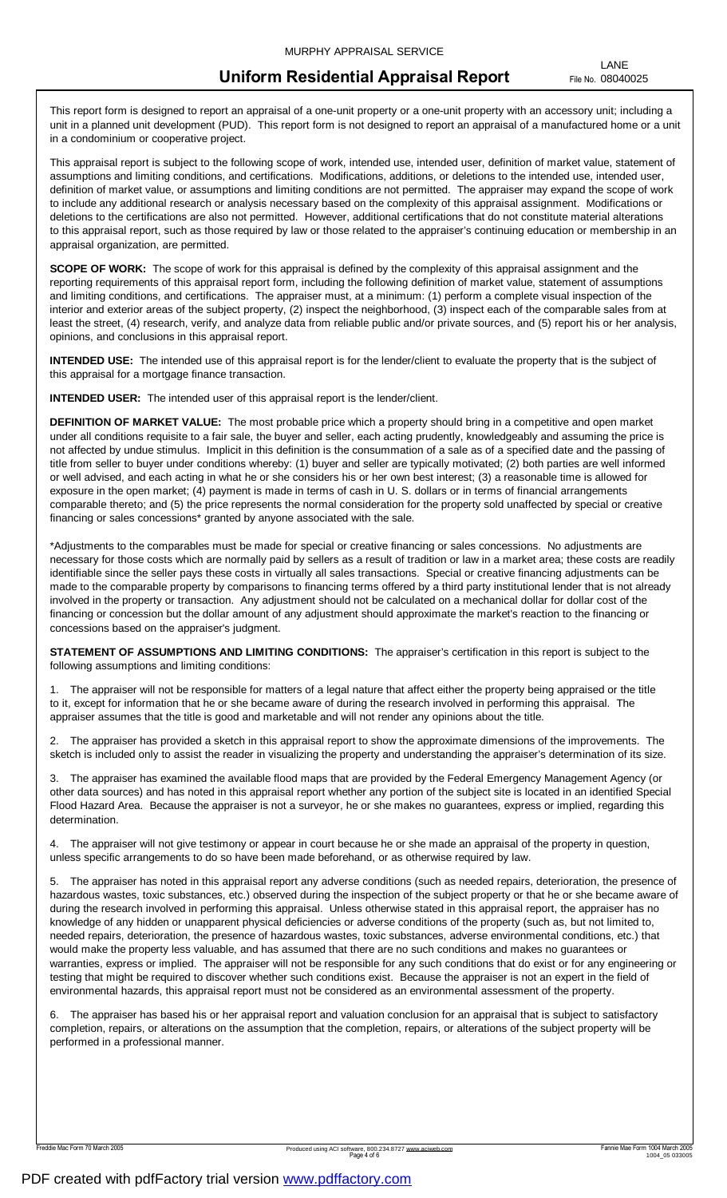# Uniform Residential Appraisal Report

This report form is designed to report an appraisal of a one-unit property or a one-unit property with an accessory unit; including a unit in a planned unit development (PUD). This report form is not designed to report an appraisal of a manufactured home or a unit in a condominium or cooperative project.

This appraisal report is subject to the following scope of work, intended use, intended user, definition of market value, statement of assumptions and limiting conditions, and certifications. Modifications, additions, or deletions to the intended use, intended user, definition of market value, or assumptions and limiting conditions are not permitted. The appraiser may expand the scope of work to include any additional research or analysis necessary based on the complexity of this appraisal assignment. Modifications or deletions to the certifications are also not permitted. However, additional certifications that do not constitute material alterations to this appraisal report, such as those required by law or those related to the appraiser's continuing education or membership in an appraisal organization, are permitted.

**SCOPE OF WORK:** The scope of work for this appraisal is defined by the complexity of this appraisal assignment and the reporting requirements of this appraisal report form, including the following definition of market value, statement of assumptions and limiting conditions, and certifications. The appraiser must, at a minimum: (1) perform a complete visual inspection of the interior and exterior areas of the subject property, (2) inspect the neighborhood, (3) inspect each of the comparable sales from at least the street, (4) research, verify, and analyze data from reliable public and/or private sources, and (5) report his or her analysis, opinions, and conclusions in this appraisal report.

**INTENDED USE:** The intended use of this appraisal report is for the lender/client to evaluate the property that is the subject of this appraisal for a mortgage finance transaction.

**INTENDED USER:** The intended user of this appraisal report is the lender/client.

**DEFINITION OF MARKET VALUE:** The most probable price which a property should bring in a competitive and open market under all conditions requisite to a fair sale, the buyer and seller, each acting prudently, knowledgeably and assuming the price is not affected by undue stimulus. Implicit in this definition is the consummation of a sale as of a specified date and the passing of title from seller to buyer under conditions whereby: (1) buyer and seller are typically motivated; (2) both parties are well informed or well advised, and each acting in what he or she considers his or her own best interest; (3) a reasonable time is allowed for exposure in the open market; (4) payment is made in terms of cash in U. S. dollars or in terms of financial arrangements comparable thereto; and (5) the price represents the normal consideration for the property sold unaffected by special or creative financing or sales concessions* granted by anyone associated with the sale.

*Adjustments to the comparables must be made for special or creative financing or sales concessions. No adjustments are necessary for those costs which are normally paid by sellers as a result of tradition or law in a market area; these costs are readily identifiable since the seller pays these costs in virtually all sales transactions. Special or creative financing adjustments can be made to the comparable property by comparisons to financing terms offered by a third party institutional lender that is not already involved in the property or transaction. Any adjustment should not be calculated on a mechanical dollar for dollar cost of the financing or concession but the dollar amount of any adjustment should approximate the market's reaction to the financing or concessions based on the appraiser's judgment.

**STATEMENT OF ASSUMPTIONS AND LIMITING CONDITIONS:** The appraiser's certification in this report is subject to the following assumptions and limiting conditions:

1. The appraiser will not be responsible for matters of a legal nature that affect either the property being appraised or the title to it, except for information that he or she became aware of during the research involved in performing this appraisal. The appraiser assumes that the title is good and marketable and will not render any opinions about the title.

2. The appraiser has provided a sketch in this appraisal report to show the approximate dimensions of the improvements. The sketch is included only to assist the reader in visualizing the property and understanding the appraiser's determination of its size.

3. The appraiser has examined the available flood maps that are provided by the Federal Emergency Management Agency (or other data sources) and has noted in this appraisal report whether any portion of the subject site is located in an identified Special Flood Hazard Area. Because the appraiser is not a surveyor, he or she makes no guarantees, express or implied, regarding this determination.

4. The appraiser will not give testimony or appear in court because he or she made an appraisal of the property in question, unless specific arrangements to do so have been made beforehand, or as otherwise required by law.

5. The appraiser has noted in this appraisal report any adverse conditions (such as needed repairs, deterioration, the presence of hazardous wastes, toxic substances, etc.) observed during the inspection of the subject property or that he or she became aware of during the research involved in performing this appraisal. Unless otherwise stated in this appraisal report, the appraiser has no knowledge of any hidden or unapparent physical deficiencies or adverse conditions of the property (such as, but not limited to, needed repairs, deterioration, the presence of hazardous wastes, toxic substances, adverse environmental conditions, etc.) that would make the property less valuable, and has assumed that there are no such conditions and makes no guarantees or warranties, express or implied. The appraiser will not be responsible for any such conditions that do exist or for any engineering or testing that might be required to discover whether such conditions exist. Because the appraiser is not an expert in the field of environmental hazards, this appraisal report must not be considered as an environmental assessment of the property.

6. The appraiser has based his or her appraisal report and valuation conclusion for an appraisal that is subject to satisfactory completion, repairs, or alterations on the assumption that the completion, repairs, or alterations of the subject property will be performed in a professional manner.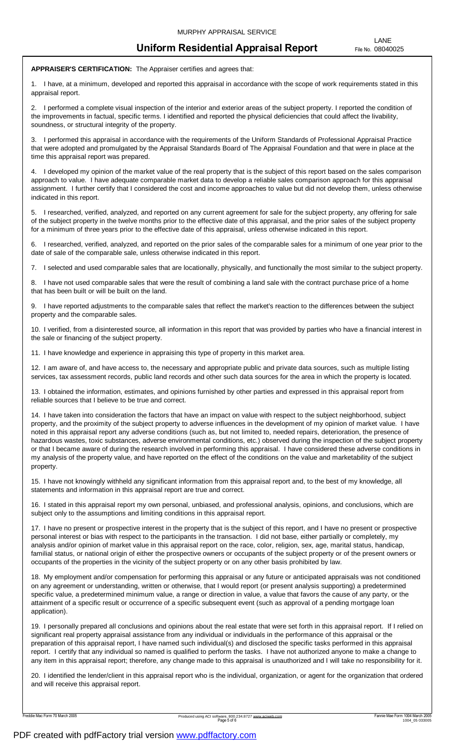# Uniform Residential Appraisal Report

**APPRAISER'S CERTIFICATION:** The Appraiser certifies and agrees that:

1. I have, at a minimum, developed and reported this appraisal in accordance with the scope of work requirements stated in this appraisal report.

2. I performed a complete visual inspection of the interior and exterior areas of the subject property. I reported the condition of the improvements in factual, specific terms. I identified and reported the physical deficiencies that could affect the livability, soundness, or structural integrity of the property.

3. I performed this appraisal in accordance with the requirements of the Uniform Standards of Professional Appraisal Practice that were adopted and promulgated by the Appraisal Standards Board of The Appraisal Foundation and that were in place at the time this appraisal report was prepared.

4. I developed my opinion of the market value of the real property that is the subject of this report based on the sales comparison approach to value. I have adequate comparable market data to develop a reliable sales comparison approach for this appraisal assignment. I further certify that I considered the cost and income approaches to value but did not develop them, unless otherwise indicated in this report.

5. I researched, verified, analyzed, and reported on any current agreement for sale for the subject property, any offering for sale of the subject property in the twelve months prior to the effective date of this appraisal, and the prior sales of the subject property for a minimum of three years prior to the effective date of this appraisal, unless otherwise indicated in this report.

6. I researched, verified, analyzed, and reported on the prior sales of the comparable sales for a minimum of one year prior to the date of sale of the comparable sale, unless otherwise indicated in this report.

7. I selected and used comparable sales that are locationally, physically, and functionally the most similar to the subject property.

8. I have not used comparable sales that were the result of combining a land sale with the contract purchase price of a home that has been built or will be built on the land.

9. I have reported adjustments to the comparable sales that reflect the market's reaction to the differences between the subject property and the comparable sales.

10. I verified, from a disinterested source, all information in this report that was provided by parties who have a financial interest in the sale or financing of the subject property.

11. I have knowledge and experience in appraising this type of property in this market area.

12. I am aware of, and have access to, the necessary and appropriate public and private data sources, such as multiple listing services, tax assessment records, public land records and other such data sources for the area in which the property is located.

13. I obtained the information, estimates, and opinions furnished by other parties and expressed in this appraisal report from reliable sources that I believe to be true and correct.

14. I have taken into consideration the factors that have an impact on value with respect to the subject neighborhood, subject property, and the proximity of the subject property to adverse influences in the development of my opinion of market value. I have noted in this appraisal report any adverse conditions (such as, but not limited to, needed repairs, deterioration, the presence of hazardous wastes, toxic substances, adverse environmental conditions, etc.) observed during the inspection of the subject property or that I became aware of during the research involved in performing this appraisal. I have considered these adverse conditions in my analysis of the property value, and have reported on the effect of the conditions on the value and marketability of the subject property.

15. I have not knowingly withheld any significant information from this appraisal report and, to the best of my knowledge, all statements and information in this appraisal report are true and correct.

16. I stated in this appraisal report my own personal, unbiased, and professional analysis, opinions, and conclusions, which are subject only to the assumptions and limiting conditions in this appraisal report.

17. I have no present or prospective interest in the property that is the subject of this report, and I have no present or prospective personal interest or bias with respect to the participants in the transaction. I did not base, either partially or completely, my analysis and/or opinion of market value in this appraisal report on the race, color, religion, sex, age, marital status, handicap, familial status, or national origin of either the prospective owners or occupants of the subject property or of the present owners or occupants of the properties in the vicinity of the subject property or on any other basis prohibited by law.

18. My employment and/or compensation for performing this appraisal or any future or anticipated appraisals was not conditioned on any agreement or understanding, written or otherwise, that I would report (or present analysis supporting) a predetermined specific value, a predetermined minimum value, a range or direction in value, a value that favors the cause of any party, or the attainment of a specific result or occurrence of a specific subsequent event (such as approval of a pending mortgage loan application).

19. I personally prepared all conclusions and opinions about the real estate that were set forth in this appraisal report. If I relied on significant real property appraisal assistance from any individual or individuals in the performance of this appraisal or the preparation of this appraisal report, I have named such individual(s) and disclosed the specific tasks performed in this appraisal report. I certify that any individual so named is qualified to perform the tasks. I have not authorized anyone to make a change to any item in this appraisal report; therefore, any change made to this appraisal is unauthorized and I will take no responsibility for it.

20. I identified the lender/client in this appraisal report who is the individual, organization, or agent for the organization that ordered and will receive this appraisal report.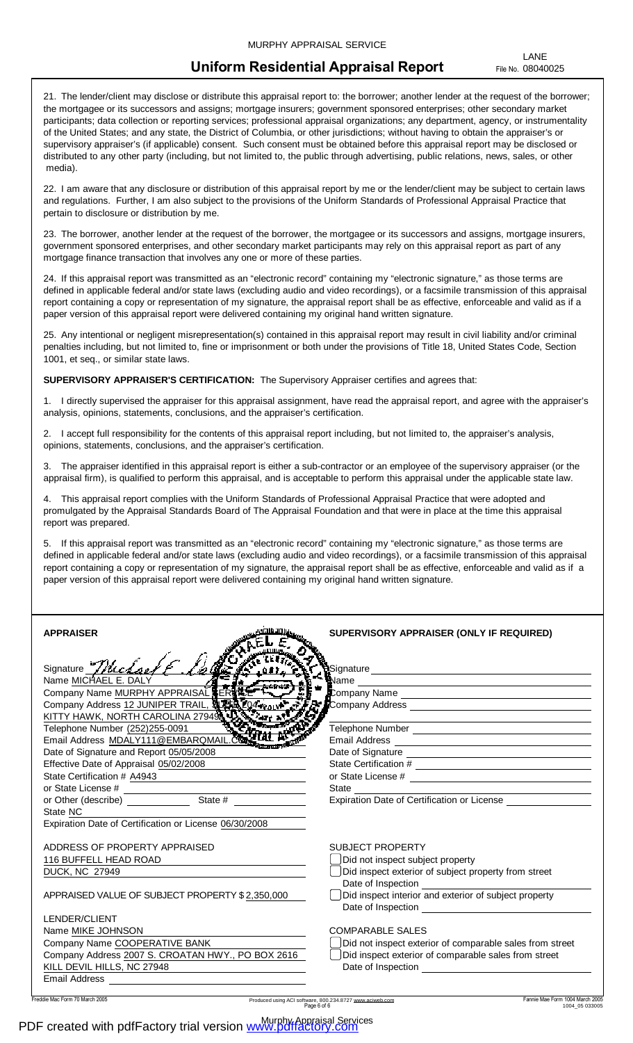MURPHY APPRAISAL SERVICE

# Uniform Residential Appraisal Report

LANE
File No. 08040025

21. The lender/client may disclose or distribute this appraisal report to: the borrower; another lender at the request of the borrower; the mortgagee or its successors and assigns; mortgage insurers; government sponsored enterprises; other secondary market participants; data collection or reporting services; professional appraisal organizations; any department, agency, or instrumentality of the United States; and any state, the District of Columbia, or other jurisdictions; without having to obtain the appraiser's or supervisory appraiser's (if applicable) consent. Such consent must be obtained before this appraisal report may be disclosed or distributed to any other party (including, but not limited to, the public through advertising, public relations, news, sales, or other media).

22. I am aware that any disclosure or distribution of this appraisal report by me or the lender/client may be subject to certain laws and regulations. Further, I am also subject to the provisions of the Uniform Standards of Professional Appraisal Practice that pertain to disclosure or distribution by me.

23. The borrower, another lender at the request of the borrower, the mortgagee or its successors and assigns, mortgage insurers, government sponsored enterprises, and other secondary market participants may rely on this appraisal report as part of any mortgage finance transaction that involves any one or more of these parties.

24. If this appraisal report was transmitted as an "electronic record" containing my "electronic signature," as those terms are defined in applicable federal and/or state laws (excluding audio and video recordings), or a facsimile transmission of this appraisal report containing a copy or representation of my signature, the appraisal report shall be as effective, enforceable and valid as if a paper version of this appraisal report were delivered containing my original hand written signature.

25. Any intentional or negligent misrepresentation(s) contained in this appraisal report may result in civil liability and/or criminal penalties including, but not limited to, fine or imprisonment or both under the provisions of Title 18, United States Code, Section 1001, et seq., or similar state laws.

**SUPERVISORY APPRAISER'S CERTIFICATION:** The Supervisory Appraiser certifies and agrees that:

1. I directly supervised the appraiser for this appraisal assignment, have read the appraisal report, and agree with the appraiser's analysis, opinions, statements, conclusions, and the appraiser's certification.

2. I accept full responsibility for the contents of this appraisal report including, but not limited to, the appraiser's analysis, opinions, statements, conclusions, and the appraiser's certification.

3. The appraiser identified in this appraisal report is either a sub-contractor or an employee of the supervisory appraiser (or the appraisal firm), is qualified to perform this appraisal, and is acceptable to perform this appraisal under the applicable state law.

4. This appraisal report complies with the Uniform Standards of Professional Appraisal Practice that were adopted and promulgated by the Appraisal Standards Board of The Appraisal Foundation and that were in place at the time this appraisal report was prepared.

5. If this appraisal report was transmitted as an "electronic record" containing my "electronic signature," as those terms are defined in applicable federal and/or state laws (excluding audio and video recordings), or a facsimile transmission of this appraisal report containing a copy or representation of my signature, the appraisal report shall be as effective, enforceable and valid as if a paper version of this appraisal report were delivered containing my original hand written signature.

**APPRAISER**

Signature Michael E. Daly
Name MICHAEL E. DALY
Company Name MURPHY APPRAISAL SERVICE
Company Address 12 JUNIPER TRAIL, SUITE 104
KITTY HAWK, NORTH CAROLINA 27949
Telephone Number (252)255-0091
Email Address MDALY111@EMBARQMAIL.COM
Date of Signature and Report 05/05/2008
Effective Date of Appraisal 05/02/2008
State Certification # A4943
or State License #
or Other (describe) State #
State NC
Expiration Date of Certification or License 06/30/2008

ADDRESS OF PROPERTY APPRAISED
116 BUFFELL HEAD ROAD
DUCK, NC 27949

APPRAISED VALUE OF SUBJECT PROPERTY $ 2,350,000

LENDER/CLIENT
Name MIKE JOHNSON
Company Name COOPERATIVE BANK
Company Address 2007 S. CROATAN HWY., PO BOX 2616
KILL DEVIL HILLS, NC 27948
Email Address

**SUPERVISORY APPRAISER (ONLY IF REQUIRED)**

Signature
Name
Company Name
Company Address

Telephone Number
Email Address
Date of Signature
State Certification #
or State License #
State
Expiration Date of Certification or License

SUBJECT PROPERTY
- [ ] Did not inspect subject property
- [ ] Did inspect exterior of subject property from street
  Date of Inspection
- [ ] Did inspect interior and exterior of subject property
  Date of Inspection

COMPARABLE SALES
- [ ] Did not inspect exterior of comparable sales from street
- [ ] Did inspect exterior of comparable sales from street
  Date of Inspection

Freddie Mac Form 70 March 2005 — Fannie Mae Form 1004 March 2005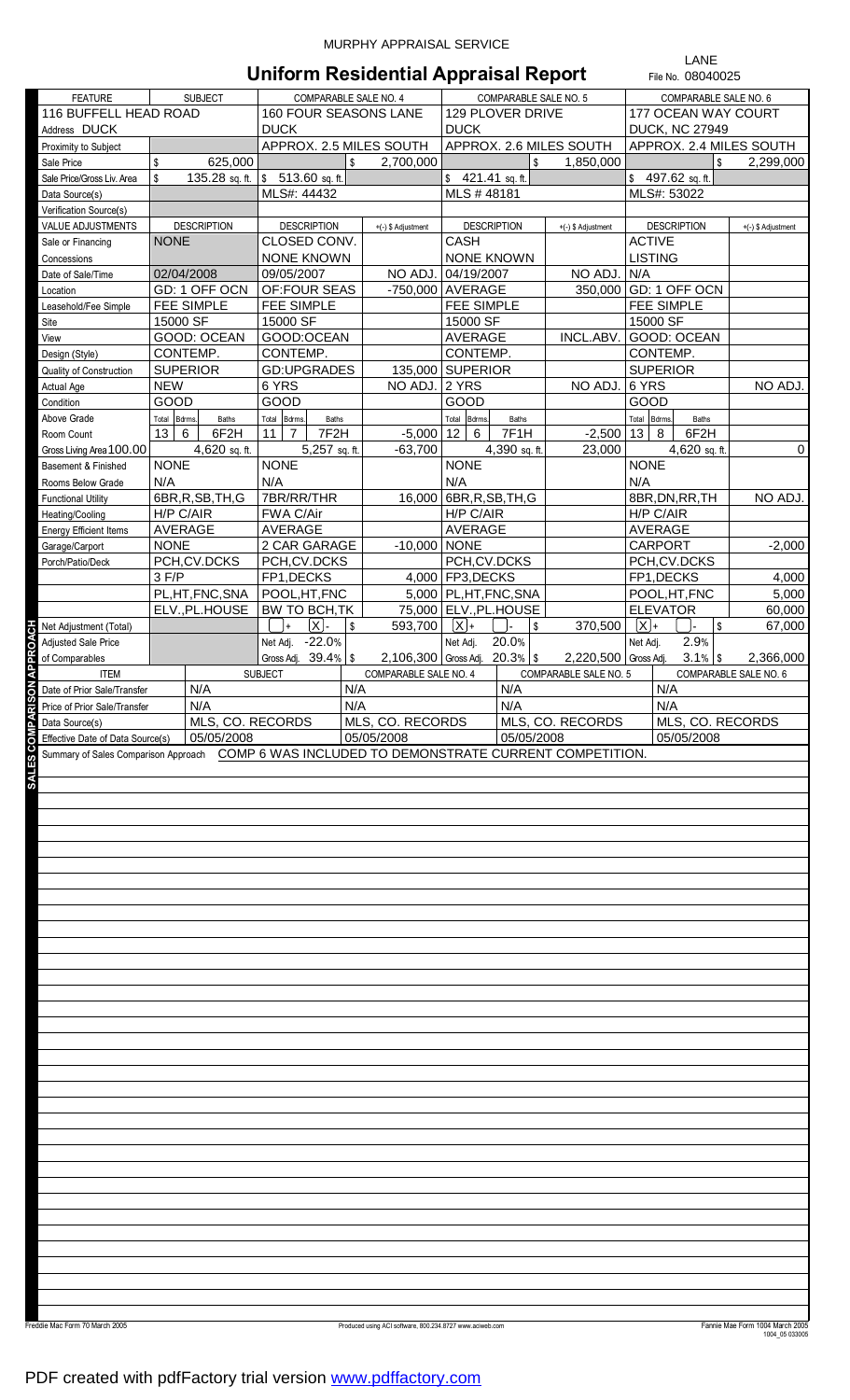MURPHY APPRAISAL SERVICE

# Uniform Residential Appraisal Report

LANE
File No. 08040025

| FEATURE | SUBJECT | COMPARABLE SALE NO. 4 | | COMPARABLE SALE NO. 5 | | COMPARABLE SALE NO. 6 | |
|---|---|---|---|---|---|---|---|
| 116 BUFFELL HEAD ROAD | | 160 FOUR SEASONS LANE | | 129 PLOVER DRIVE | | 177 OCEAN WAY COURT | |
| Address DUCK | | DUCK | | DUCK | | DUCK, NC 27949 | |
| Proximity to Subject | | APPROX. 2.5 MILES SOUTH | | APPROX. 2.6 MILES SOUTH | | APPROX. 2.4 MILES SOUTH | |
| Sale Price | $ 625,000 | | $ 2,700,000 | | $ 1,850,000 | | $ 2,299,000 |
| Sale Price/Gross Liv. Area | $ 135.28 sq. ft. | $ 513.60 sq. ft. | | $ 421.41 sq. ft. | | $ 497.62 sq. ft. | |
| Data Source(s) | | MLS#: 44432 | | MLS # 48181 | | MLS#: 53022 | |
| Verification Source(s) | | | | | | | |
| VALUE ADJUSTMENTS | DESCRIPTION | DESCRIPTION | +(-) $ Adjustment | DESCRIPTION | +(-) $ Adjustment | DESCRIPTION | +(-) $ Adjustment |
| Sale or Financing | NONE | CLOSED CONV. | | CASH | | ACTIVE | |
| Concessions | | NONE KNOWN | | NONE KNOWN | | LISTING | |
| Date of Sale/Time | 02/04/2008 | 09/05/2007 | NO ADJ. | 04/19/2007 | NO ADJ. | N/A | |
| Location | GD: 1 OFF OCN | OF:FOUR SEAS | -750,000 | AVERAGE | 350,000 | GD: 1 OFF OCN | |
| Leasehold/Fee Simple | FEE SIMPLE | FEE SIMPLE | | FEE SIMPLE | | FEE SIMPLE | |
| Site | 15000 SF | 15000 SF | | 15000 SF | | 15000 SF | |
| View | GOOD: OCEAN | GOOD:OCEAN | | AVERAGE | INCL.ABV. | GOOD: OCEAN | |
| Design (Style) | CONTEMP. | CONTEMP. | | CONTEMP. | | CONTEMP. | |
| Quality of Construction | SUPERIOR | GD:UPGRADES | 135,000 | SUPERIOR | | SUPERIOR | |
| Actual Age | NEW | 6 YRS | NO ADJ. | 2 YRS | NO ADJ. | 6 YRS | NO ADJ. |
| Condition | GOOD | GOOD | | GOOD | | GOOD | |
| Above Grade Room Count (Total / Bdrms. / Baths) | 13 / 6 / 6F2H | 11 / 7 / 7F2H | -5,000 | 12 / 6 / 7F1H | -2,500 | 13 / 8 / 6F2H | |
| Gross Living Area 100.00 | 4,620 sq. ft. | 5,257 sq. ft. | -63,700 | 4,390 sq. ft. | 23,000 | 4,620 sq. ft. | 0 |
| Basement & Finished | NONE | NONE | | NONE | | NONE | |
| Rooms Below Grade | N/A | N/A | | N/A | | N/A | |
| Functional Utility | 6BR,R,SB,TH,G | 7BR/RR/THR | 16,000 | 6BR,R,SB,TH,G | | 8BR,DN,RR,TH | NO ADJ. |
| Heating/Cooling | H/P C/AIR | FWA C/Air | | H/P C/AIR | | H/P C/AIR | |
| Energy Efficient Items | AVERAGE | AVERAGE | | AVERAGE | | AVERAGE | |
| Garage/Carport | NONE | 2 CAR GARAGE | -10,000 | NONE | | CARPORT | -2,000 |
| Porch/Patio/Deck | PCH,CV.DCKS | PCH,CV.DCKS | | PCH,CV.DCKS | | PCH,CV.DCKS | |
| | 3 F/P | FP1,DECKS | 4,000 | FP3,DECKS | | FP1,DECKS | 4,000 |
| | PL,HT,FNC,SNA | POOL,HT,FNC | 5,000 | PL,HT,FNC,SNA | | POOL,HT,FNC | 5,000 |
| | ELV.,PL.HOUSE | BW TO BCH,TK | 75,000 | ELV.,PL.HOUSE | | ELEVATOR | 60,000 |
| Net Adjustment (Total) | | [ ] + [X] - | $ 593,700 | [X] + [ ] - | $ 370,500 | [X] + [ ] - | $ 67,000 |
| Adjusted Sale Price of Comparables | | Net Adj. -22.0% Gross Adj. 39.4% | $ 2,106,300 | Net Adj. 20.0% Gross Adj. 20.3% | $ 2,220,500 | Net Adj. 2.9% Gross Adj. 3.1% | $ 2,366,000 |

| ITEM | SUBJECT | COMPARABLE SALE NO. 4 | COMPARABLE SALE NO. 5 | COMPARABLE SALE NO. 6 |
|---|---|---|---|---|
| Date of Prior Sale/Transfer | N/A | N/A | N/A | N/A |
| Price of Prior Sale/Transfer | N/A | N/A | N/A | N/A |
| Data Source(s) | MLS, CO. RECORDS | MLS, CO. RECORDS | MLS, CO. RECORDS | MLS, CO. RECORDS |
| Effective Date of Data Source(s) | 05/05/2008 | 05/05/2008 | 05/05/2008 | 05/05/2008 |

Summary of Sales Comparison Approach: COMP 6 WAS INCLUDED TO DEMONSTRATE CURRENT COMPETITION.

Freddie Mac Form 70 March 2005 — Produced using ACI software, 800.234.8727 www.aciweb.com — Fannie Mae Form 1004 March 2005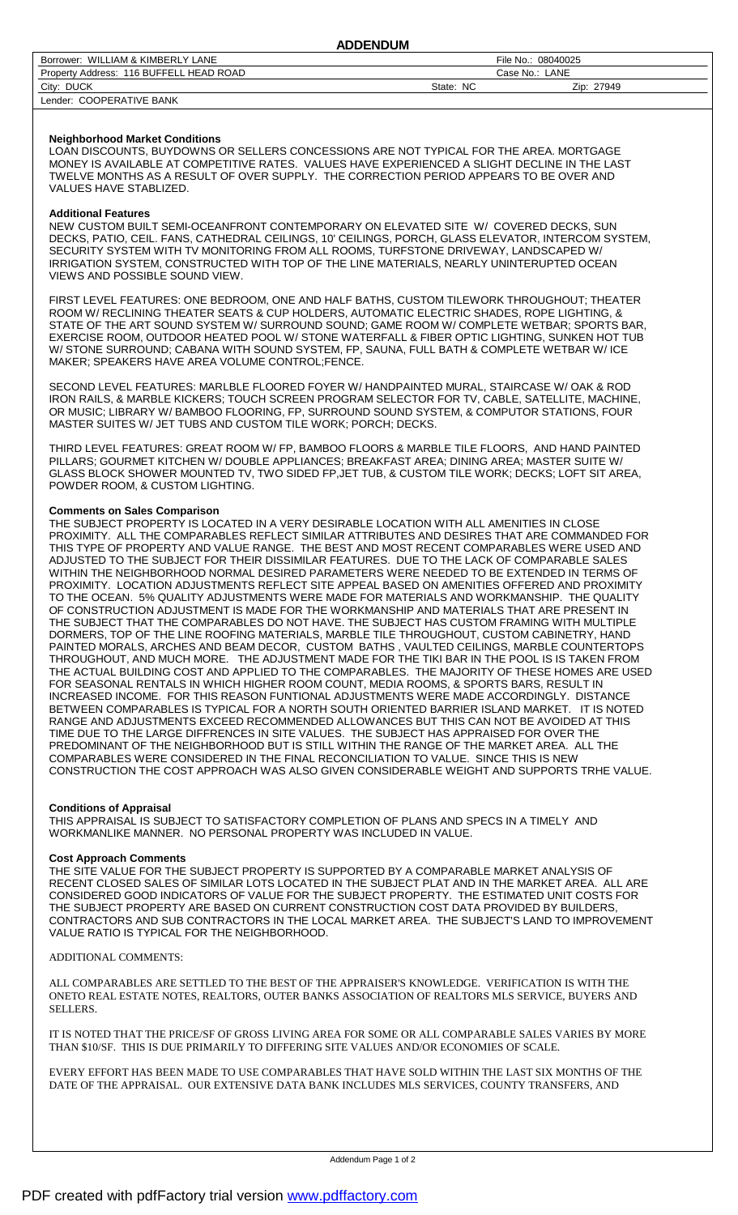# ADDENDUM

| Borrower: WILLIAM & KIMBERLY LANE | File No.: 08040025 | |
|---|---|---|
| Property Address: 116 BUFFELL HEAD ROAD | Case No.: LANE | |
| City: DUCK | State: NC | Zip: 27949 |
| Lender: COOPERATIVE BANK | | |

### Neighborhood Market Conditions

LOAN DISCOUNTS, BUYDOWNS OR SELLERS CONCESSIONS ARE NOT TYPICAL FOR THE AREA. MORTGAGE MONEY IS AVAILABLE AT COMPETITIVE RATES. VALUES HAVE EXPERIENCED A SLIGHT DECLINE IN THE LAST TWELVE MONTHS AS A RESULT OF OVER SUPPLY. THE CORRECTION PERIOD APPEARS TO BE OVER AND VALUES HAVE STABLIZED.

### Additional Features

NEW CUSTOM BUILT SEMI-OCEANFRONT CONTEMPORARY ON ELEVATED SITE W/ COVERED DECKS, SUN DECKS, PATIO, CEIL. FANS, CATHEDRAL CEILINGS, 10' CEILINGS, PORCH, GLASS ELEVATOR, INTERCOM SYSTEM, SECURITY SYSTEM WITH TV MONITORING FROM ALL ROOMS, TURFSTONE DRIVEWAY, LANDSCAPED W/ IRRIGATION SYSTEM, CONSTRUCTED WITH TOP OF THE LINE MATERIALS, NEARLY UNINTERUPTED OCEAN VIEWS AND POSSIBLE SOUND VIEW.

FIRST LEVEL FEATURES: ONE BEDROOM, ONE AND HALF BATHS, CUSTOM TILEWORK THROUGHOUT; THEATER ROOM W/ RECLINING THEATER SEATS & CUP HOLDERS, AUTOMATIC ELECTRIC SHADES, ROPE LIGHTING, & STATE OF THE ART SOUND SYSTEM W/ SURROUND SOUND; GAME ROOM W/ COMPLETE WETBAR; SPORTS BAR, EXERCISE ROOM, OUTDOOR HEATED POOL W/ STONE WATERFALL & FIBER OPTIC LIGHTING, SUNKEN HOT TUB W/ STONE SURROUND; CABANA WITH SOUND SYSTEM, FP, SAUNA, FULL BATH & COMPLETE WETBAR W/ ICE MAKER; SPEAKERS HAVE AREA VOLUME CONTROL;FENCE.

SECOND LEVEL FEATURES: MARLBLE FLOORED FOYER W/ HANDPAINTED MURAL, STAIRCASE W/ OAK & ROD IRON RAILS, & MARBLE KICKERS; TOUCH SCREEN PROGRAM SELECTOR FOR TV, CABLE, SATELLITE, MACHINE, OR MUSIC; LIBRARY W/ BAMBOO FLOORING, FP, SURROUND SOUND SYSTEM, & COMPUTOR STATIONS, FOUR MASTER SUITES W/ JET TUBS AND CUSTOM TILE WORK; PORCH; DECKS.

THIRD LEVEL FEATURES: GREAT ROOM W/ FP, BAMBOO FLOORS & MARBLE TILE FLOORS, AND HAND PAINTED PILLARS; GOURMET KITCHEN W/ DOUBLE APPLIANCES; BREAKFAST AREA; DINING AREA; MASTER SUITE W/ GLASS BLOCK SHOWER MOUNTED TV, TWO SIDED FP,JET TUB, & CUSTOM TILE WORK; DECKS; LOFT SIT AREA, POWDER ROOM, & CUSTOM LIGHTING.

### Comments on Sales Comparison

THE SUBJECT PROPERTY IS LOCATED IN A VERY DESIRABLE LOCATION WITH ALL AMENITIES IN CLOSE PROXIMITY. ALL THE COMPARABLES REFLECT SIMILAR ATTRIBUTES AND DESIRES THAT ARE COMMANDED FOR THIS TYPE OF PROPERTY AND VALUE RANGE. THE BEST AND MOST RECENT COMPARABLES WERE USED AND ADJUSTED TO THE SUBJECT FOR THEIR DISSIMILAR FEATURES. DUE TO THE LACK OF COMPARABLE SALES WITHIN THE NEIGHBORHOOD NORMAL DESIRED PARAMETERS WERE NEEDED TO BE EXTENDED IN TERMS OF PROXIMITY. LOCATION ADJUSTMENTS REFLECT SITE APPEAL BASED ON AMENITIES OFFERED AND PROXIMITY TO THE OCEAN. 5% QUALITY ADJUSTMENTS WERE MADE FOR MATERIALS AND WORKMANSHIP. THE QUALITY OF CONSTRUCTION ADJUSTMENT IS MADE FOR THE WORKMANSHIP AND MATERIALS THAT ARE PRESENT IN THE SUBJECT THAT THE COMPARABLES DO NOT HAVE. THE SUBJECT HAS CUSTOM FRAMING WITH MULTIPLE DORMERS, TOP OF THE LINE ROOFING MATERIALS, MARBLE TILE THROUGHOUT, CUSTOM CABINETRY, HAND PAINTED MORALS, ARCHES AND BEAM DECOR, CUSTOM BATHS , VAULTED CEILINGS, MARBLE COUNTERTOPS THROUGHOUT, AND MUCH MORE. THE ADJUSTMENT MADE FOR THE TIKI BAR IN THE POOL IS IS TAKEN FROM THE ACTUAL BUILDING COST AND APPLIED TO THE COMPARABLES. THE MAJORITY OF THESE HOMES ARE USED FOR SEASONAL RENTALS IN WHICH HIGHER ROOM COUNT, MEDIA ROOMS, & SPORTS BARS, RESULT IN INCREASED INCOME. FOR THIS REASON FUNTIONAL ADJUSTMENTS WERE MADE ACCORDINGLY. DISTANCE BETWEEN COMPARABLES IS TYPICAL FOR A NORTH SOUTH ORIENTED BARRIER ISLAND MARKET. IT IS NOTED RANGE AND ADJUSTMENTS EXCEED RECOMMENDED ALLOWANCES BUT THIS CAN NOT BE AVOIDED AT THIS TIME DUE TO THE LARGE DIFFRENCES IN SITE VALUES. THE SUBJECT HAS APPRAISED FOR OVER THE PREDOMINANT OF THE NEIGHBORHOOD BUT IS STILL WITHIN THE RANGE OF THE MARKET AREA. ALL THE COMPARABLES WERE CONSIDERED IN THE FINAL RECONCILIATION TO VALUE. SINCE THIS IS NEW CONSTRUCTION THE COST APPROACH WAS ALSO GIVEN CONSIDERABLE WEIGHT AND SUPPORTS TRHE VALUE.

### Conditions of Appraisal

THIS APPRAISAL IS SUBJECT TO SATISFACTORY COMPLETION OF PLANS AND SPECS IN A TIMELY AND WORKMANLIKE MANNER. NO PERSONAL PROPERTY WAS INCLUDED IN VALUE.

### Cost Approach Comments

THE SITE VALUE FOR THE SUBJECT PROPERTY IS SUPPORTED BY A COMPARABLE MARKET ANALYSIS OF RECENT CLOSED SALES OF SIMILAR LOTS LOCATED IN THE SUBJECT PLAT AND IN THE MARKET AREA. ALL ARE CONSIDERED GOOD INDICATORS OF VALUE FOR THE SUBJECT PROPERTY. THE ESTIMATED UNIT COSTS FOR THE SUBJECT PROPERTY ARE BASED ON CURRENT CONSTRUCTION COST DATA PROVIDED BY BUILDERS, CONTRACTORS AND SUB CONTRACTORS IN THE LOCAL MARKET AREA. THE SUBJECT'S LAND TO IMPROVEMENT VALUE RATIO IS TYPICAL FOR THE NEIGHBORHOOD.

ADDITIONAL COMMENTS:

ALL COMPARABLES ARE SETTLED TO THE BEST OF THE APPRAISER'S KNOWLEDGE. VERIFICATION IS WITH THE ONETO REAL ESTATE NOTES, REALTORS, OUTER BANKS ASSOCIATION OF REALTORS MLS SERVICE, BUYERS AND SELLERS.

IT IS NOTED THAT THE PRICE/SF OF GROSS LIVING AREA FOR SOME OR ALL COMPARABLE SALES VARIES BY MORE THAN $10/SF. THIS IS DUE PRIMARILY TO DIFFERING SITE VALUES AND/OR ECONOMIES OF SCALE.

EVERY EFFORT HAS BEEN MADE TO USE COMPARABLES THAT HAVE SOLD WITHIN THE LAST SIX MONTHS OF THE DATE OF THE APPRAISAL. OUR EXTENSIVE DATA BANK INCLUDES MLS SERVICES, COUNTY TRANSFERS, AND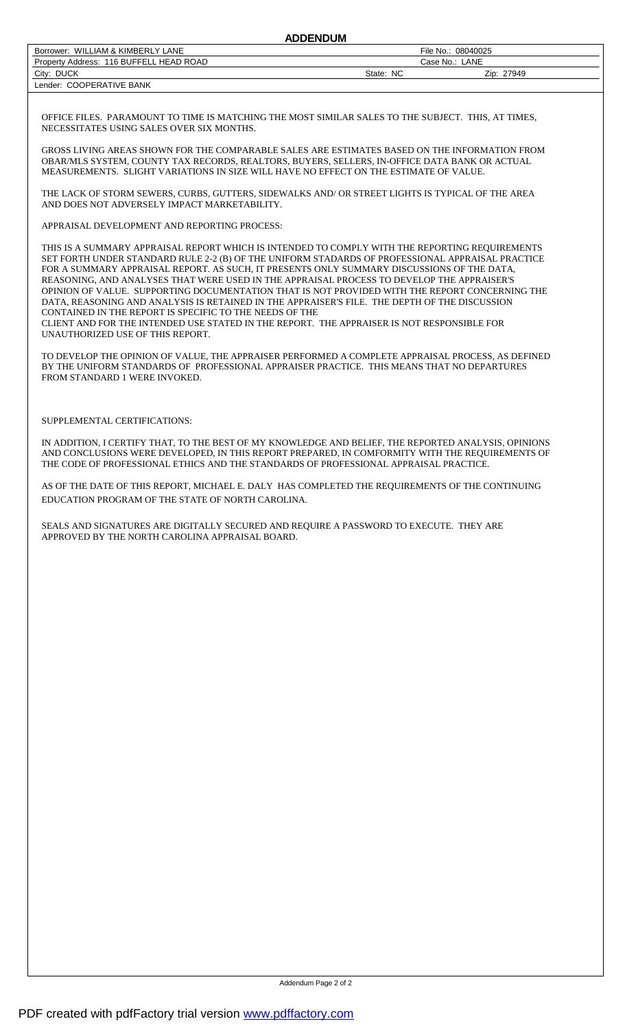# ADDENDUM

| Borrower: WILLIAM & KIMBERLY LANE | File No.: 08040025 | |
|---|---|---|
| Property Address: 116 BUFFELL HEAD ROAD | Case No.: LANE | |
| City: DUCK | State: NC | Zip: 27949 |
| Lender: COOPERATIVE BANK | | |

OFFICE FILES. PARAMOUNT TO TIME IS MATCHING THE MOST SIMILAR SALES TO THE SUBJECT. THIS, AT TIMES, NECESSITATES USING SALES OVER SIX MONTHS.

GROSS LIVING AREAS SHOWN FOR THE COMPARABLE SALES ARE ESTIMATES BASED ON THE INFORMATION FROM OBAR/MLS SYSTEM, COUNTY TAX RECORDS, REALTORS, BUYERS, SELLERS, IN-OFFICE DATA BANK OR ACTUAL MEASUREMENTS. SLIGHT VARIATIONS IN SIZE WILL HAVE NO EFFECT ON THE ESTIMATE OF VALUE.

THE LACK OF STORM SEWERS, CURBS, GUTTERS, SIDEWALKS AND/ OR STREET LIGHTS IS TYPICAL OF THE AREA AND DOES NOT ADVERSELY IMPACT MARKETABILITY.

APPRAISAL DEVELOPMENT AND REPORTING PROCESS:

THIS IS A SUMMARY APPRAISAL REPORT WHICH IS INTENDED TO COMPLY WITH THE REPORTING REQUIREMENTS SET FORTH UNDER STANDARD RULE 2-2 (B) OF THE UNIFORM STADARDS OF PROFESSIONAL APPRAISAL PRACTICE FOR A SUMMARY APPRAISAL REPORT. AS SUCH, IT PRESENTS ONLY SUMMARY DISCUSSIONS OF THE DATA, REASONING, AND ANALYSES THAT WERE USED IN THE APPRAISAL PROCESS TO DEVELOP THE APPRAISER'S OPINION OF VALUE. SUPPORTING DOCUMENTATION THAT IS NOT PROVIDED WITH THE REPORT CONCERNING THE DATA, REASONING AND ANALYSIS IS RETAINED IN THE APPRAISER'S FILE. THE DEPTH OF THE DISCUSSION CONTAINED IN THE REPORT IS SPECIFIC TO THE NEEDS OF THE
CLIENT AND FOR THE INTENDED USE STATED IN THE REPORT. THE APPRAISER IS NOT RESPONSIBLE FOR UNAUTHORIZED USE OF THIS REPORT.

TO DEVELOP THE OPINION OF VALUE, THE APPRAISER PERFORMED A COMPLETE APPRAISAL PROCESS, AS DEFINED BY THE UNIFORM STANDARDS OF PROFESSIONAL APPRAISER PRACTICE. THIS MEANS THAT NO DEPARTURES FROM STANDARD 1 WERE INVOKED.

SUPPLEMENTAL CERTIFICATIONS:

IN ADDITION, I CERTIFY THAT, TO THE BEST OF MY KNOWLEDGE AND BELIEF, THE REPORTED ANALYSIS, OPINIONS AND CONCLUSIONS WERE DEVELOPED, IN THIS REPORT PREPARED, IN COMFORMITY WITH THE REQUIREMENTS OF THE CODE OF PROFESSIONAL ETHICS AND THE STANDARDS OF PROFESSIONAL APPRAISAL PRACTICE.

AS OF THE DATE OF THIS REPORT, MICHAEL E. DALY HAS COMPLETED THE REQUIREMENTS OF THE CONTINUING EDUCATION PROGRAM OF THE STATE OF NORTH CAROLINA.

SEALS AND SIGNATURES ARE DIGITALLY SECURED AND REQUIRE A PASSWORD TO EXECUTE. THEY ARE APPROVED BY THE NORTH CAROLINA APPRAISAL BOARD.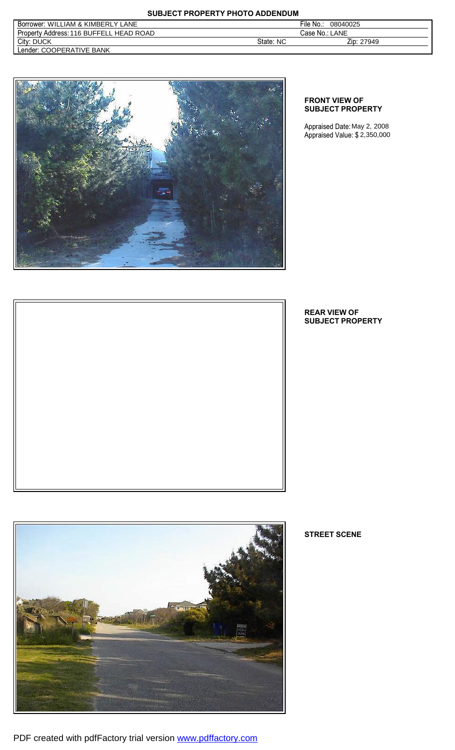# SUBJECT PROPERTY PHOTO ADDENDUM

| | | |
|---|---|---|
| Borrower: WILLIAM & KIMBERLY LANE | | File No.: 08040025 |
| Property Address: 116 BUFFELL HEAD ROAD | | Case No.: LANE |
| City: DUCK | State: NC | Zip: 27949 |
| Lender: COOPERATIVE BANK | | |

**FRONT VIEW OF SUBJECT PROPERTY**

Appraised Date: May 2, 2008
Appraised Value: $ 2,350,000

**REAR VIEW OF SUBJECT PROPERTY**

**STREET SCENE**

PDF created with pdfFactory trial version www.pdffactory.com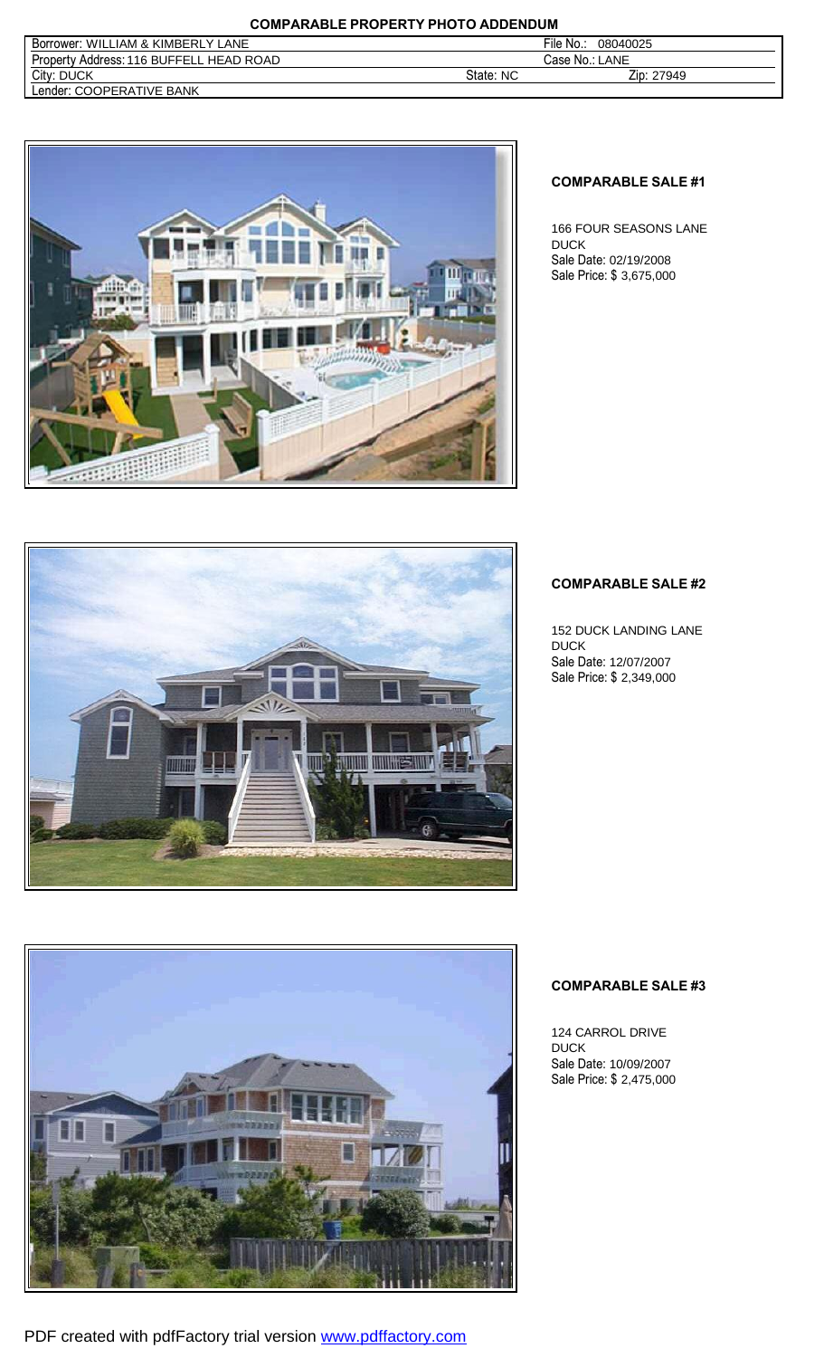## COMPARABLE PROPERTY PHOTO ADDENDUM

| Borrower: WILLIAM & KIMBERLY LANE | | File No.: 08040025 |
|---|---|---|
| Property Address: 116 BUFFELL HEAD ROAD | | Case No.: LANE |
| City: DUCK | State: NC | Zip: 27949 |
| Lender: COOPERATIVE BANK | | |

**COMPARABLE SALE #1**

166 FOUR SEASONS LANE
DUCK
Sale Date: 02/19/2008
Sale Price: $ 3,675,000

**COMPARABLE SALE #2**

152 DUCK LANDING LANE
DUCK
Sale Date: 12/07/2007
Sale Price: $ 2,349,000

**COMPARABLE SALE #3**

124 CARROL DRIVE
DUCK
Sale Date: 10/09/2007
Sale Price: $ 2,475,000

PDF created with pdfFactory trial version www.pdffactory.com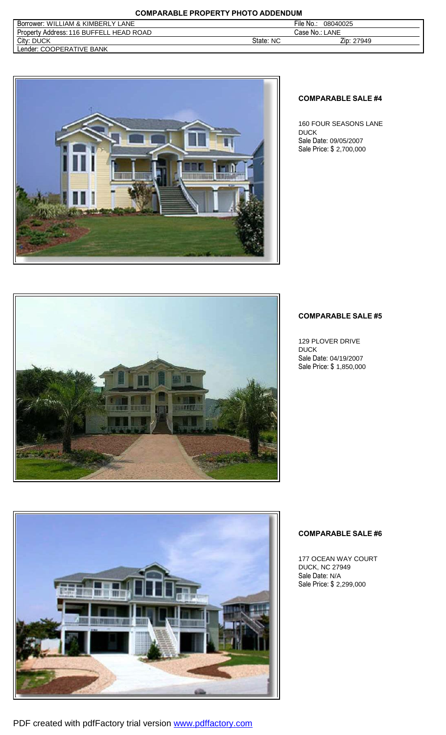# COMPARABLE PROPERTY PHOTO ADDENDUM

| Borrower: WILLIAM & KIMBERLY LANE | | File No.: 08040025 |
|---|---|---|
| Property Address: 116 BUFFELL HEAD ROAD | | Case No.: LANE |
| City: DUCK | State: NC | Zip: 27949 |
| Lender: COOPERATIVE BANK | | |

**COMPARABLE SALE #4**

160 FOUR SEASONS LANE
DUCK
Sale Date: 09/05/2007
Sale Price: $ 2,700,000

**COMPARABLE SALE #5**

129 PLOVER DRIVE
DUCK
Sale Date: 04/19/2007
Sale Price: $ 1,850,000

**COMPARABLE SALE #6**

177 OCEAN WAY COURT
DUCK, NC 27949
Sale Date: N/A
Sale Price: $ 2,299,000

PDF created with pdfFactory trial version www.pdffactory.com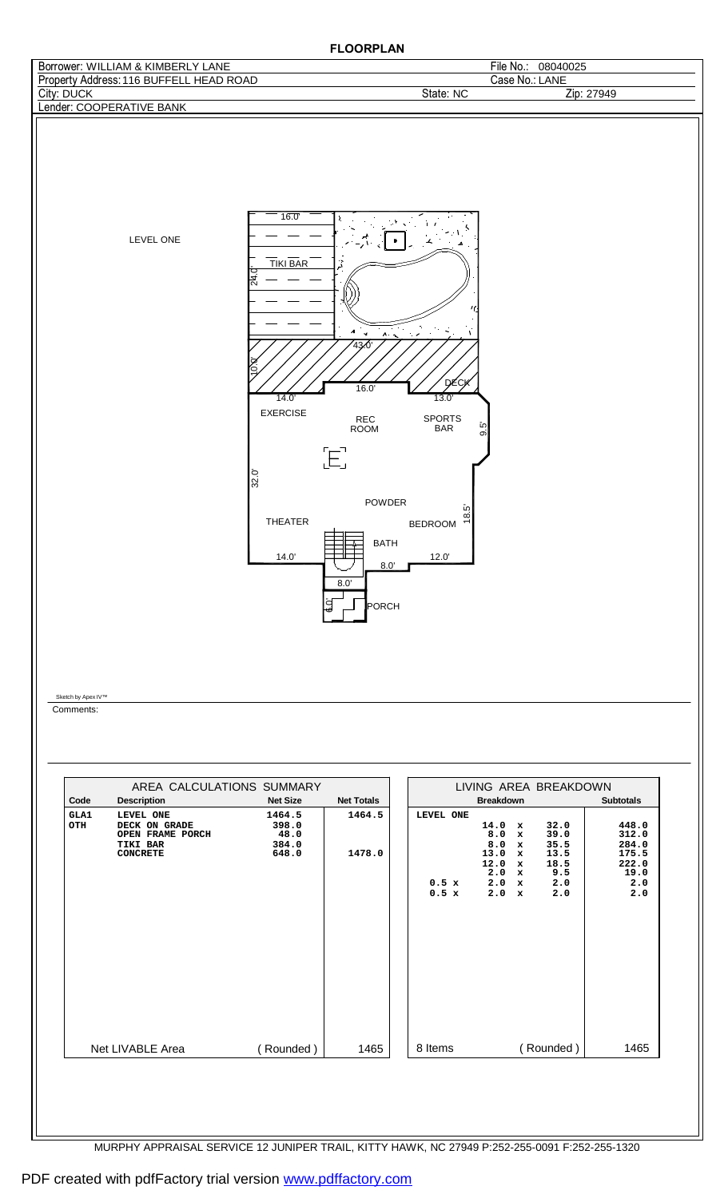# FLOORPLAN

| | |
|---|---|
| Borrower: WILLIAM & KIMBERLY LANE | File No.: 08040025 |
| Property Address: 116 BUFFELL HEAD ROAD | Case No.: LANE |
| City: DUCK | State: NC Zip: 27949 |
| Lender: COOPERATIVE BANK | |

LEVEL ONE

16.0' TIKI BAR 24.0'

43.0' 10.0' DECK

14.0' 16.0' 13.0'

EXERCISE REC ROOM SPORTS BAR 9.5'

32.0'

POWDER

THEATER BEDROOM 18.5'

BATH

14.0' 8.0' 12.0'

8.0'

6.0' PORCH

Sketch by Apex IV™

Comments:

## AREA CALCULATIONS SUMMARY

| Code | Description | Net Size | Net Totals |
|---|---|---|---|
| GLA1 | LEVEL ONE | 1464.5 | 1464.5 |
| OTH | DECK ON GRADE | 398.0 | |
| | OPEN FRAME PORCH | 48.0 | |
| | TIKI BAR | 384.0 | |
| | CONCRETE | 648.0 | 1478.0 |
| | Net LIVABLE Area | (Rounded) | 1465 |

## LIVING AREA BREAKDOWN

| Breakdown | Subtotals |
|---|---|
| LEVEL ONE | |
| 14.0 x 32.0 | 448.0 |
| 8.0 x 39.0 | 312.0 |
| 8.0 x 35.5 | 284.0 |
| 13.0 x 13.5 | 175.5 |
| 12.0 x 18.5 | 222.0 |
| 2.0 x 9.5 | 19.0 |
| 0.5 x 2.0 x 2.0 | 2.0 |
| 0.5 x 2.0 x 2.0 | 2.0 |
| 8 Items (Rounded) | 1465 |

MURPHY APPRAISAL SERVICE 12 JUNIPER TRAIL, KITTY HAWK, NC 27949 P:252-255-0091 F:252-255-1320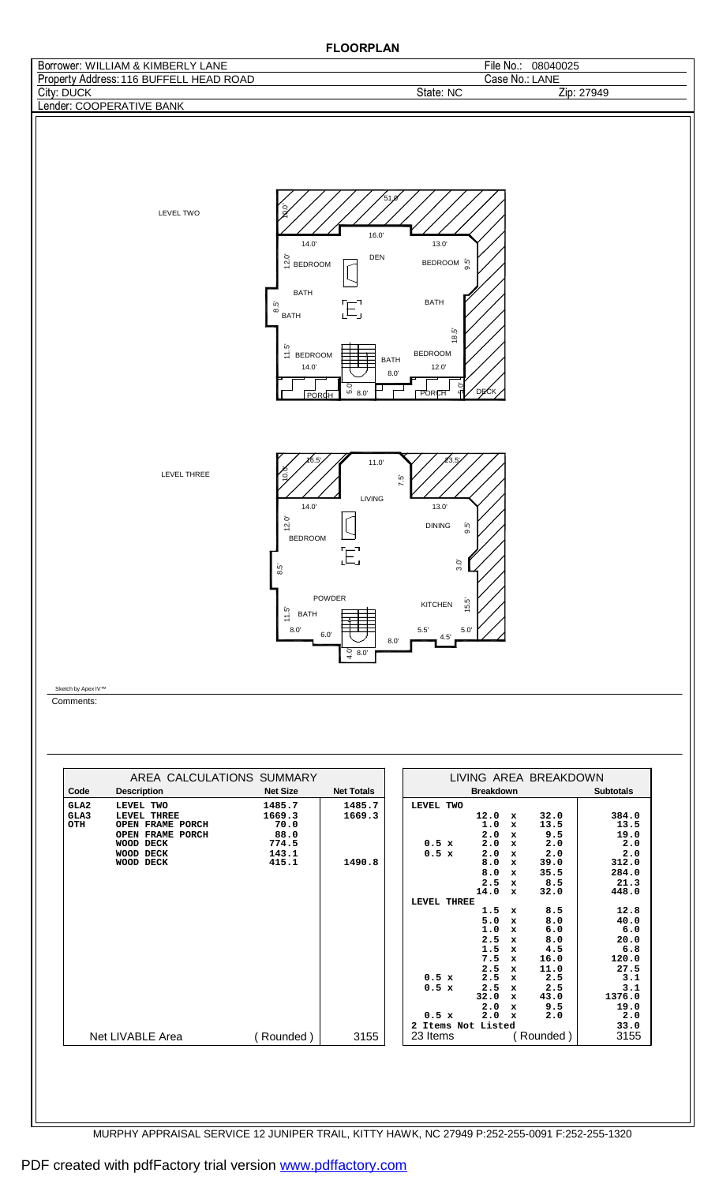# FLOORPLAN

| | |
|---|---|
| Borrower: WILLIAM & KIMBERLY LANE | File No.: 08040025 |
| Property Address: 116 BUFFELL HEAD ROAD | Case No.: LANE |
| City: DUCK | State: NC Zip: 27949 |
| Lender: COOPERATIVE BANK | |

LEVEL TWO

51.0' | 10.0' | 14.0' | 16.0' | 13.0' | 12.0' | BEDROOM | DEN | BEDROOM | 9.5' | BATH | BATH | 8.5' | BATH | 18.5' | 11.5' | BEDROOM | BATH | BEDROOM | 14.0' | 8.0' | 12.0' | 5.0' | 8.0' | PORCH | PORCH | 5.0' | DECK

LEVEL THREE

16.5' | 11.0' | 23.5' | 10.0' | 7.5' | LIVING | 14.0' | 13.0' | 12.0' | DINING | 9.5' | BEDROOM | 8.5' | 3.0' | POWDER | KITCHEN | 15.5' | 11.5' | BATH | 8.0' | 6.0' | 5.5' | 5.0' | 4.5' | 8.0' | 4.0' | 8.0'

Sketch by Apex IV™

Comments:

| AREA CALCULATIONS SUMMARY | | | |
|---|---|---|---|
| **Code** | **Description** | **Net Size** | **Net Totals** |
| GLA2 | LEVEL TWO | 1485.7 | 1485.7 |
| GLA3 | LEVEL THREE | 1669.3 | 1669.3 |
| OTH | OPEN FRAME PORCH | 70.0 | |
| | OPEN FRAME PORCH | 88.0 | |
| | WOOD DECK | 774.5 | |
| | WOOD DECK | 143.1 | |
| | WOOD DECK | 415.1 | 1490.8 |
| Net LIVABLE Area | | (Rounded) | 3155 |

| LIVING AREA BREAKDOWN | |
|---|---|
| **Breakdown** | **Subtotals** |
| LEVEL TWO | |
| 12.0 x 32.0 | 384.0 |
| 1.0 x 13.5 | 13.5 |
| 2.0 x 9.5 | 19.0 |
| 0.5 x 2.0 x 2.0 | 2.0 |
| 0.5 x 2.0 x 2.0 | 2.0 |
| 8.0 x 39.0 | 312.0 |
| 8.0 x 35.5 | 284.0 |
| 2.5 x 8.5 | 21.3 |
| 14.0 x 32.0 | 448.0 |
| LEVEL THREE | |
| 1.5 x 8.5 | 12.8 |
| 5.0 x 8.0 | 40.0 |
| 1.0 x 6.0 | 6.0 |
| 2.5 x 8.0 | 20.0 |
| 1.5 x 4.5 | 6.8 |
| 7.5 x 16.0 | 120.0 |
| 2.5 x 11.0 | 27.5 |
| 0.5 x 2.5 x 2.5 | 3.1 |
| 0.5 x 2.5 x 2.5 | 3.1 |
| 32.0 x 43.0 | 1376.0 |
| 2.0 x 9.5 | 19.0 |
| 0.5 x 2.0 x 2.0 | 2.0 |
| 2 Items Not Listed | 33.0 |
| 23 Items (Rounded) | 3155 |

MURPHY APPRAISAL SERVICE 12 JUNIPER TRAIL, KITTY HAWK, NC 27949 P:252-255-0091 F:252-255-1320

PDF created with pdfFactory trial version www.pdffactory.com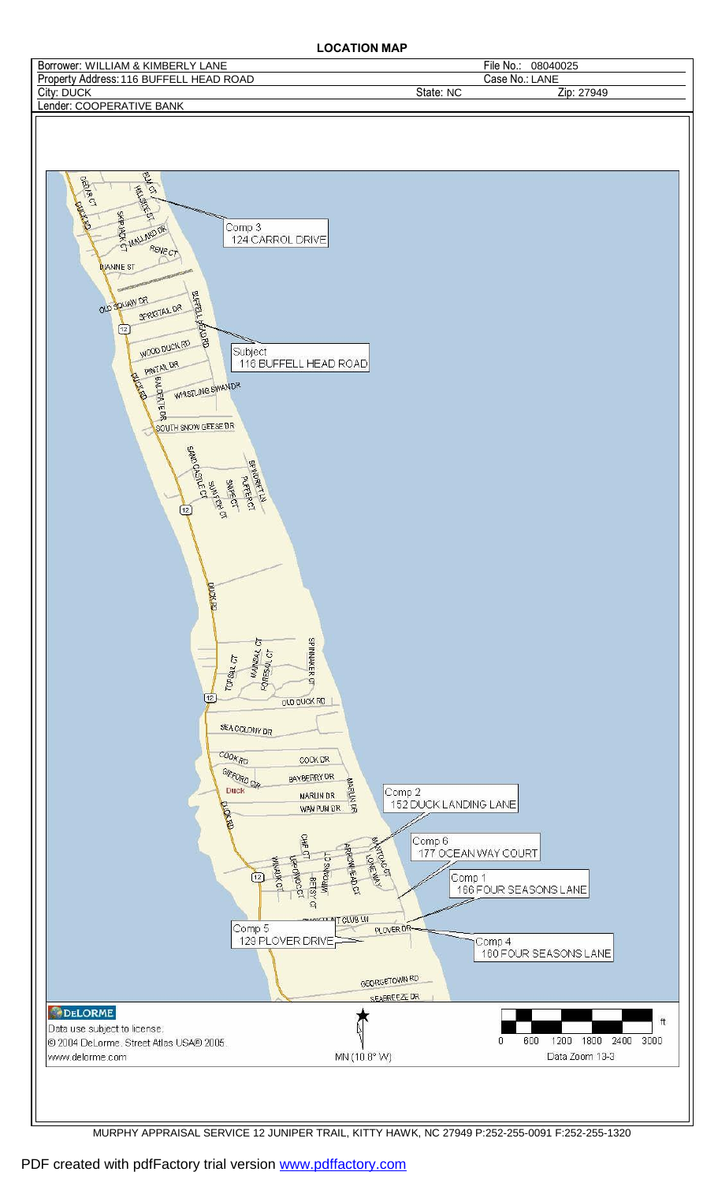# LOCATION MAP

| Borrower: WILLIAM & KIMBERLY LANE | | File No.: 08040025 |
|---|---|---|
| Property Address: 116 BUFFELL HEAD ROAD | | Case No.: LANE |
| City: DUCK | State: NC | Zip: 27949 |
| Lender: COOPERATIVE BANK | | |

Comp 3
124 CARROL DRIVE

Subject
116 BUFFELL HEAD ROAD

Comp 2
152 DUCK LANDING LANE

Comp 6
177 OCEAN WAY COURT

Comp 1
166 FOUR SEASONS LANE

Comp 5
129 PLOVER DRIVE

Comp 4
160 FOUR SEASONS LANE

DELORME
Data use subject to license.
© 2004 DeLorme. Street Atlas USA® 2005.
www.delorme.com

MN (10.8° W)

0 600 1200 1800 2400 3000 ft
Data Zoom 13-3

MURPHY APPRAISAL SERVICE 12 JUNIPER TRAIL, KITTY HAWK, NC 27949 P:252-255-0091 F:252-255-1320

PDF created with pdfFactory trial version www.pdffactory.com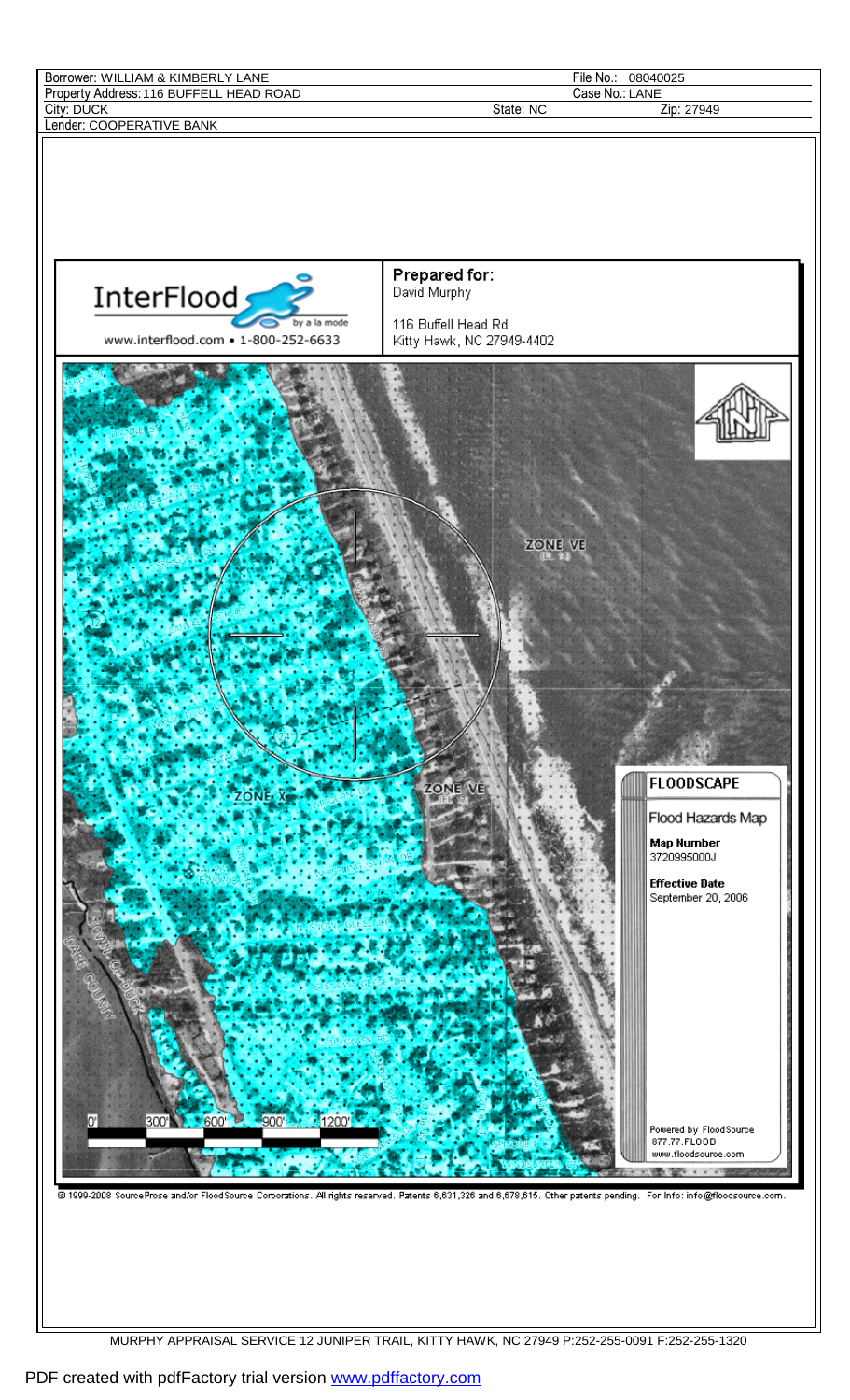| Borrower: WILLIAM & KIMBERLY LANE | | File No.: 08040025 |
|---|---|---|
| Property Address: 116 BUFFELL HEAD ROAD | | Case No.: LANE |
| City: DUCK | State: NC | Zip: 27949 |
| Lender: COOPERATIVE BANK | | |

InterFlood by a la mode
www.interflood.com • 1-800-252-6633

**Prepared for:**
David Murphy

116 Buffell Head Rd
Kitty Hawk, NC 27949-4402

ZONE VE (EL 14)

ZONE X

ZONE VE (EL 14)

0' 300' 600' 900' 1200'

**FLOODSCAPE**

Flood Hazards Map

**Map Number**
3720995000J

**Effective Date**
September 20, 2006

Powered by FloodSource
877.77.FLOOD
www.floodsource.com

© 1999-2008 SourceProse and/or FloodSource Corporations. All rights reserved. Patents 6,631,326 and 6,678,615. Other patents pending. For Info: info@floodsource.com.

MURPHY APPRAISAL SERVICE 12 JUNIPER TRAIL, KITTY HAWK, NC 27949 P:252-255-0091 F:252-255-1320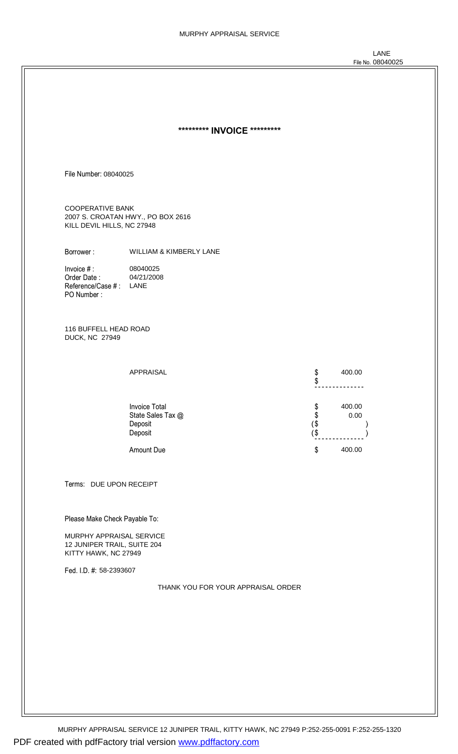# ********* INVOICE *********

File Number: 08040025

COOPERATIVE BANK
2007 S. CROATAN HWY., PO BOX 2616
KILL DEVIL HILLS, NC 27948

Borrower : WILLIAM & KIMBERLY LANE

Invoice # : 08040025
Order Date : 04/21/2008
Reference/Case # : LANE
PO Number :

116 BUFFELL HEAD ROAD
DUCK, NC 27949

| | | |
|---|---|---|
| APPRAISAL | $ | 400.00 |
| | $ | |
| Invoice Total | $ | 400.00 |
| State Sales Tax @ | $ | 0.00 |
| Deposit | ($ | ) |
| Deposit | ($ | ) |
| Amount Due | $ | 400.00 |

Terms: DUE UPON RECEIPT

Please Make Check Payable To:

MURPHY APPRAISAL SERVICE
12 JUNIPER TRAIL, SUITE 204
KITTY HAWK, NC 27949

Fed. I.D. #: 58-2393607

THANK YOU FOR YOUR APPRAISAL ORDER